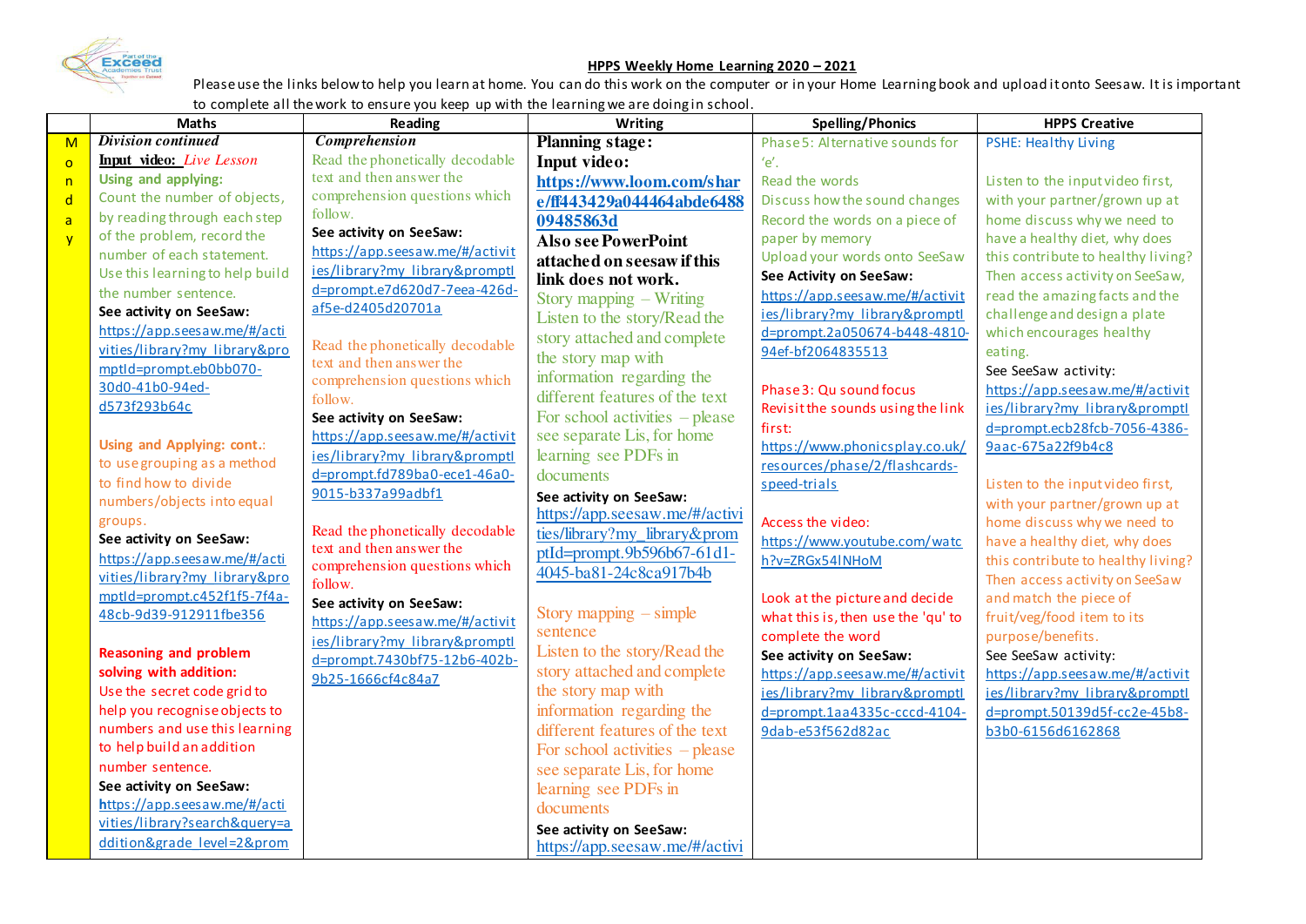**HPPS Weekly Home Learning 2020 – 2021**

Please use the links below to help you learn at home. You can do this work on the computer or in your Home Learning book and upload it onto Seesaw. It is important to complete all the work to ensure you keep up with the learning we are doing in school.

| | Maths | Reading | Writing | Spelling/Phonics | HPPS Creative |
|---|---|---|---|---|---|
| Monday | ***Division continued***<br>**Input video:** *Live Lesson*<br>**Using and applying:**<br>Count the number of objects, by reading through each step of the problem, record the number of each statement. Use this learning to help build the number sentence.<br>**See activity on SeeSaw:**<br>https://app.seesaw.me/#/activities/library?my_library&promptId=prompt.eb0bb070-30d0-41b0-94ed-d573f293b64c<br><br>**Using and Applying: cont.:**<br>to use grouping as a method to find how to divide numbers/objects into equal groups.<br>**See activity on SeeSaw:**<br>https://app.seesaw.me/#/activities/library?my_library&promptId=prompt.c452f1f5-7f4a-48cb-9d39-912911fbe356<br><br>**Reasoning and problem solving with addition:**<br>Use the secret code grid to help you recognise objects to numbers and use this learning to help build an addition number sentence.<br>**See activity on SeeSaw:**<br>https://app.seesaw.me/#/activities/library?search&query=addition&grade_level=2&prom | ***Comprehension***<br>Read the phonetically decodable text and then answer the comprehension questions which follow.<br>**See activity on SeeSaw:**<br>https://app.seesaw.me/#/activities/library?my_library&promptId=prompt.e7d620d7-7eea-426d-af5e-d2405d20701a<br><br>Read the phonetically decodable text and then answer the comprehension questions which follow.<br>**See activity on SeeSaw:**<br>https://app.seesaw.me/#/activities/library?my_library&promptId=prompt.fd789ba0-ece1-46a0-9015-b337a99adbf1<br><br>Read the phonetically decodable text and then answer the comprehension questions which follow.<br>**See activity on SeeSaw:**<br>https://app.seesaw.me/#/activities/library?my_library&promptId=prompt.7430bf75-12b6-402b-9b25-1666cf4c84a7 | **Planning stage:**<br>**Input video:**<br>**https://www.loom.com/share/ff443429a044464abde648809485863d**<br>**Also see PowerPoint attached on seesaw if this link does not work.**<br>Story mapping – Writing<br>Listen to the story/Read the story attached and complete the story map with information regarding the different features of the text<br>For school activities – please see separate Lis, for home learning see PDFs in documents<br>**See activity on SeeSaw:**<br>https://app.seesaw.me/#/activities/library?my_library&promptId=prompt.9b596b67-61d1-4045-ba81-24c8ca917b4b<br><br>Story mapping – simple sentence<br>Listen to the story/Read the story attached and complete the story map with information regarding the different features of the text<br>For school activities – please see separate Lis, for home learning see PDFs in documents<br>**See activity on SeeSaw:**<br>https://app.seesaw.me/#/activi | Phase 5: Alternative sounds for 'e'.<br>Read the words<br>Discuss how the sound changes<br>Record the words on a piece of paper by memory<br>Upload your words onto SeeSaw<br>**See Activity on SeeSaw:**<br>https://app.seesaw.me/#/activities/library?my_library&promptId=prompt.2a050674-b448-4810-94ef-bf2064835513<br><br>Phase 3: Qu sound focus<br>Revisit the sounds using the link first:<br>https://www.phonicsplay.co.uk/resources/phase/2/flashcards-speed-trials<br><br>Access the video:<br>https://www.youtube.com/watch?v=ZRGx54lNHoM<br><br>Look at the picture and decide what this is, then use the 'qu' to complete the word<br>**See activity on SeeSaw:**<br>https://app.seesaw.me/#/activities/library?my_library&promptId=prompt.1aa4335c-cccd-4104-9dab-e53f562d82ac | PSHE: Healthy Living<br><br>Listen to the input video first, with your partner/grown up at home discuss why we need to have a healthy diet, why does this contribute to healthy living? Then access activity on SeeSaw, read the amazing facts and the challenge and design a plate which encourages healthy eating.<br>See SeeSaw activity:<br>https://app.seesaw.me/#/activities/library?my_library&promptId=prompt.ecb28fcb-7056-4386-9aac-675a22f9b4c8<br><br>Listen to the input video first, with your partner/grown up at home discuss why we need to have a healthy diet, why does this contribute to healthy living? Then access activity on SeeSaw and match the piece of fruit/veg/food item to its purpose/benefits.<br>See SeeSaw activity:<br>https://app.seesaw.me/#/activities/library?my_library&promptId=prompt.50139d5f-cc2e-45b8-b3b0-6156d6162868 |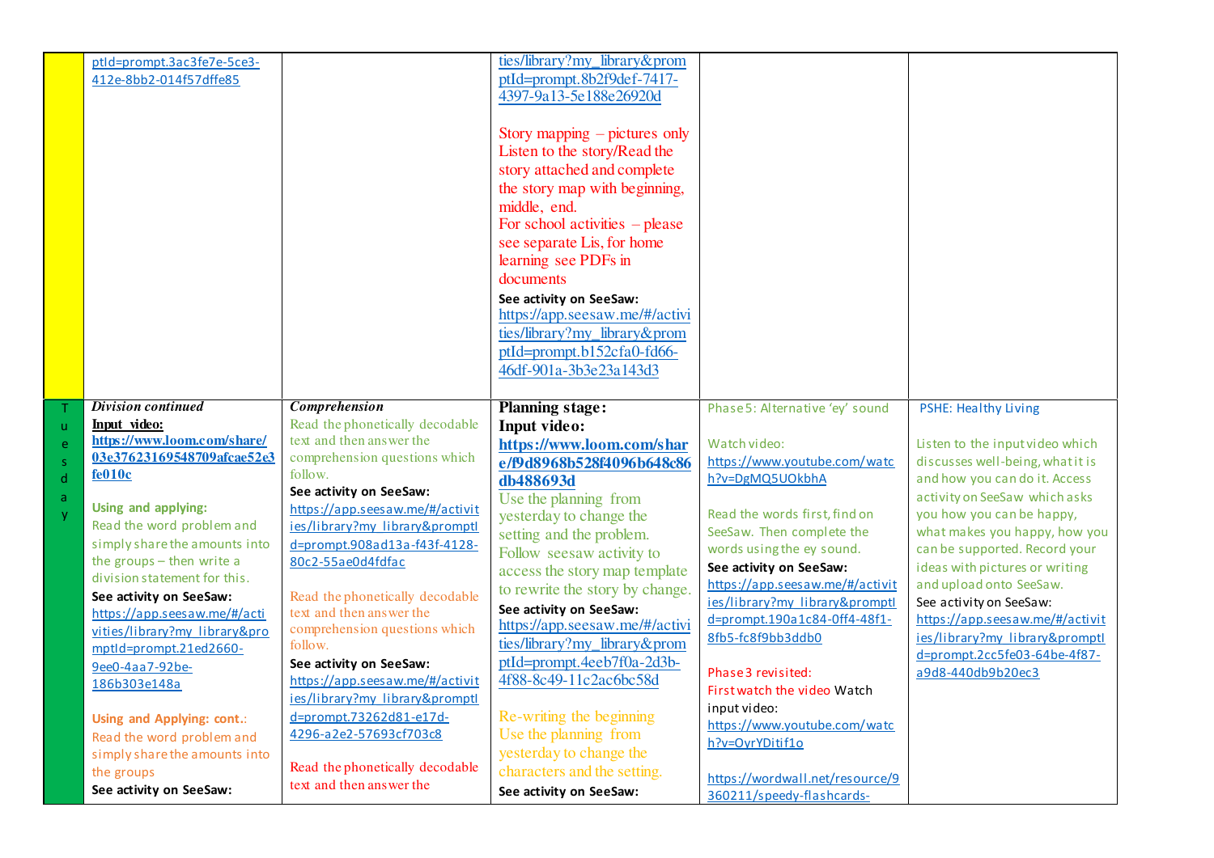| | | | | | |
|---|---|---|---|---|---|
| | ptId=prompt.3ac3fe7e-5ce3-412e-8bb2-014f57dffe85 | | ties/library?my_library&promptId=prompt.8b2f9def-7417-4397-9a13-5e188e26920d<br><br>Story mapping – pictures only<br>Listen to the story/Read the story attached and complete the story map with beginning, middle, end.<br>For school activities – please see separate Lis, for home learning see PDFs in documents<br>**See activity on SeeSaw:**<br>https://app.seesaw.me/#/activities/library?my_library&promptId=prompt.b152cfa0-fd66-46df-901a-3b3e23a143d3 | | |
| Tuesday | ***Division continued***<br>**Input video:**<br>**https://www.loom.com/share/03e37623169548709afcae52e3fe010c**<br><br>**Using and applying:**<br>Read the word problem and simply share the amounts into the groups – then write a division statement for this.<br>**See activity on SeeSaw:**<br>https://app.seesaw.me/#/activities/library?my_library&promptId=prompt.21ed2660-9ee0-4aa7-92be-186b303e148a<br><br>**Using and Applying: cont.**:<br>Read the word problem and simply share the amounts into the groups<br>**See activity on SeeSaw:** | ***Comprehension***<br>Read the phonetically decodable text and then answer the comprehension questions which follow.<br>**See activity on SeeSaw:**<br>https://app.seesaw.me/#/activities/library?my_library&promptId=prompt.908ad13a-f43f-4128-80c2-55ae0d4fdfac<br><br>Read the phonetically decodable text and then answer the comprehension questions which follow.<br>**See activity on SeeSaw:**<br>https://app.seesaw.me/#/activities/library?my_library&promptId=prompt.73262d81-e17d-4296-a2e2-57693cf703c8<br><br>Read the phonetically decodable text and then answer the | **Planning stage:**<br>**Input video:**<br>**https://www.loom.com/share/f9d8968b528f4096b648c86db488693d**<br>Use the planning from yesterday to change the setting and the problem.<br>Follow seesaw activity to access the story map template to rewrite the story by change.<br>**See activity on SeeSaw:**<br>https://app.seesaw.me/#/activities/library?my_library&promptId=prompt.4eeb7f0a-2d3b-4f88-8c49-11c2ac6bc58d<br><br>Re-writing the beginning<br>Use the planning from yesterday to change the characters and the setting.<br>**See activity on SeeSaw:** | Phase 5: Alternative 'ey' sound<br><br>Watch video:<br>https://www.youtube.com/watch?v=DgMQ5UOkbhA<br><br>Read the words first, find on SeeSaw. Then complete the words using the ey sound.<br>**See activity on SeeSaw:**<br>https://app.seesaw.me/#/activities/library?my_library&promptId=prompt.190a1c84-0ff4-48f1-8fb5-fc8f9bb3ddb0<br><br>Phase 3 revisited:<br>First watch the video Watch input video:<br>https://www.youtube.com/watch?v=OyrYDitif1o<br><br>https://wordwall.net/resource/9360211/speedy-flashcards- | PSHE: Healthy Living<br><br>Listen to the input video which discusses well-being, what it is and how you can do it. Access activity on SeeSaw which asks you how you can be happy, what makes you happy, how you can be supported. Record your ideas with pictures or writing and upload onto SeeSaw.<br>See activity on SeeSaw:<br>https://app.seesaw.me/#/activities/library?my_library&promptId=prompt.2cc5fe03-64be-4f87-a9d8-440db9b20ec3 |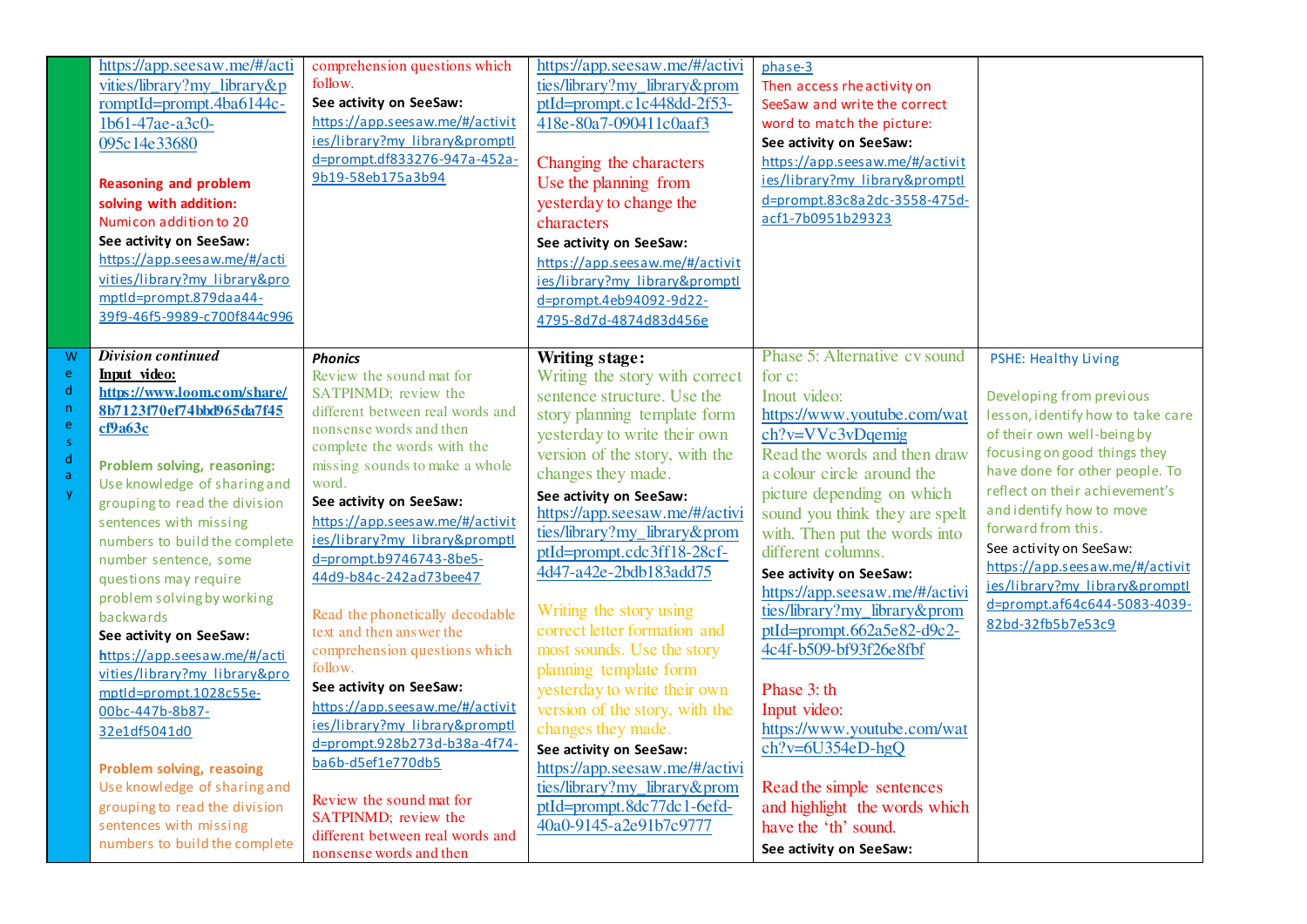| | | | | | |
|---|---|---|---|---|---|
| | https://app.seesaw.me/#/activities/library?my_library&promptId=prompt.4ba6144c-1b61-47ae-a3c0-095c14e33680<br><br>**Reasoning and problem solving with addition:**<br>Numicon addition to 20<br>**See activity on SeeSaw:**<br>https://app.seesaw.me/#/activities/library?my_library&promptId=prompt.879daa44-39f9-46f5-9989-c700f844c996 | comprehension questions which follow.<br>**See activity on SeeSaw:**<br>https://app.seesaw.me/#/activities/library?my_library&promptId=prompt.df833276-947a-452a-9b19-58eb175a3b94 | https://app.seesaw.me/#/activities/library?my_library&promptId=prompt.c1c448dd-2f53-418e-80a7-090411c0aaf3<br><br>Changing the characters<br>Use the planning from yesterday to change the characters<br>**See activity on SeeSaw:**<br>https://app.seesaw.me/#/activities/library?my_library&promptId=prompt.4eb94092-9d22-4795-8d7d-4874d83d456e | phase-3<br>Then access rhe activity on SeeSaw and write the correct word to match the picture:<br>**See activity on SeeSaw:**<br>https://app.seesaw.me/#/activities/library?my_library&promptId=prompt.83c8a2dc-3558-475d-acf1-7b0951b29323 | |
| Wednesday | ***Division continued***<br>**Input video:**<br>**https://www.loom.com/share/8b7123f70ef74bbd965da7f45cf9a63c**<br><br>**Problem solving, reasoning:**<br>Use knowledge of sharing and grouping to read the division sentences with missing numbers to build the complete number sentence, some questions may require problem solving by working backwards<br>**See activity on SeeSaw:**<br>https://app.seesaw.me/#/activities/library?my_library&promptId=prompt.1028c55e-00bc-447b-8b87-32e1df5041d0<br><br>**Problem solving, reasoning**<br>Use knowledge of sharing and grouping to read the division sentences with missing numbers to build the complete | ***Phonics***<br>Review the sound mat for SATPINMD; review the different between real words and nonsense words and then complete the words with the missing sounds to make a whole word.<br>**See activity on SeeSaw:**<br>https://app.seesaw.me/#/activities/library?my_library&promptId=prompt.b9746743-8be5-44d9-b84c-242ad73bee47<br><br>Read the phonetically decodable text and then answer the comprehension questions which follow.<br>**See activity on SeeSaw:**<br>https://app.seesaw.me/#/activities/library?my_library&promptId=prompt.928b273d-b38a-4f74-ba6b-d5ef1e770db5<br><br>Review the sound mat for SATPINMD; review the different between real words and nonsense words and then | **Writing stage:**<br>Writing the story with correct sentence structure. Use the story planning template form yesterday to write their own version of the story, with the changes they made.<br>**See activity on SeeSaw:**<br>https://app.seesaw.me/#/activities/library?my_library&promptId=prompt.cdc3ff18-28cf-4d47-a42e-2bdb183add75<br><br>Writing the story using correct letter formation and most sounds. Use the story planning template form yesterday to write their own version of the story, with the changes they made.<br>**See activity on SeeSaw:**<br>https://app.seesaw.me/#/activities/library?my_library&promptId=prompt.8dc77dc1-6efd-40a0-9145-a2e91b7c9777 | Phase 5: Alternative cv sound for c:<br>Inout video:<br>https://www.youtube.com/watch?v=VVc3vDqemig<br>Read the words and then draw a colour circle around the picture depending on which sound you think they are spelt with. Then put the words into different columns.<br>**See activity on SeeSaw:**<br>https://app.seesaw.me/#/activities/library?my_library&promptId=prompt.662a5e82-d9c2-4c4f-b509-bf93f26e8fbf<br><br>Phase 3: th<br>Input video:<br>https://www.youtube.com/watch?v=6U354eD-hgQ<br><br>Read the simple sentences and highlight the words which have the 'th' sound.<br>**See activity on SeeSaw:** | PSHE: Healthy Living<br><br>Developing from previous lesson, identify how to take care of their own well-being by focusing on good things they have done for other people. To reflect on their achievement's and identify how to move forward from this.<br>See activity on SeeSaw:<br>https://app.seesaw.me/#/activities/library?my_library&promptId=prompt.af64c644-5083-4039-82bd-32fb5b7e53c9 |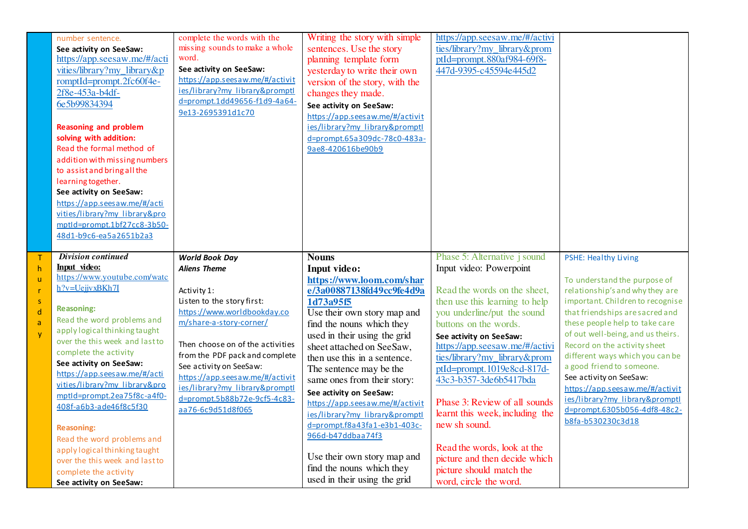| | | | | | |
|---|---|---|---|---|---|
| | number sentence.<br>**See activity on SeeSaw:**<br>https://app.seesaw.me/#/activities/library?my_library&promptId=prompt.2fc60f4e-2f8e-453a-b4df-6e5b99834394<br><br>**Reasoning and problem solving with addition:**<br>Read the formal method of addition with missing numbers to assist and bring all the learning together.<br>**See activity on SeeSaw:**<br>https://app.seesaw.me/#/activities/library?my_library&promptId=prompt.1bf27cc8-3b50-48d1-b9c6-ea5a2651b2a3 | complete the words with the missing sounds to make a whole word.<br>**See activity on SeeSaw:**<br>https://app.seesaw.me/#/activities/library?my_library&promptId=prompt.1dd49656-f1d9-4a64-9e13-2695391d1c70 | Writing the story with simple sentences. Use the story planning template form yesterday to write their own version of the story, with the changes they made.<br>**See activity on SeeSaw:**<br>https://app.seesaw.me/#/activities/library?my_library&promptId=prompt.65a309dc-78c0-483a-9ae8-420616be90b9 | https://app.seesaw.me/#/activities/library?my_library&promptId=prompt.880af984-69f8-447d-9395-c45594e445d2 | |
| Thursday | ***Division continued***<br>**Input video:**<br>https://www.youtube.com/watch?v=UejjvxBKh7I<br><br>**Reasoning:**<br>Read the word problems and apply logical thinking taught over the this week and last to complete the activity<br>**See activity on SeeSaw:**<br>https://app.seesaw.me/#/activities/library?my_library&promptId=prompt.2ea75f8c-a4f0-408f-a6b3-ade46f8c5f30<br><br>**Reasoning:**<br>Read the word problems and apply logical thinking taught over the this week and last to complete the activity<br>**See activity on SeeSaw:** | ***World Book Day***<br>***Aliens Theme***<br><br>Activity 1:<br>Listen to the story first:<br>https://www.worldbookday.com/share-a-story-corner/<br><br>Then choose on of the activities from the PDF pack and complete<br>See activity on SeeSaw:<br>https://app.seesaw.me/#/activities/library?my_library&promptId=prompt.5b88b72e-9cf5-4c83-aa76-6c9d51d8f065 | **Nouns**<br>**Input video:**<br>**https://www.loom.com/share/3a00887138fd49cc9fe4d9a1d73a95f5**<br>Use their own story map and find the nouns which they used in their using the grid sheet attached on SeeSaw, then use this in a sentence. The sentence may be the same ones from their story:<br>**See activity on SeeSaw:**<br>https://app.seesaw.me/#/activities/library?my_library&promptId=prompt.f8a43fa1-e3b1-403c-966d-b47ddbaa74f3<br><br>Use their own story map and find the nouns which they used in their using the grid | Phase 5: Alternative j sound<br>Input video: Powerpoint<br><br>Read the words on the sheet, then use this learning to help you underline/put the sound buttons on the words.<br>**See activity on SeeSaw:**<br>https://app.seesaw.me/#/activities/library?my_library&promptId=prompt.1019e8cd-817d-43c3-b357-3de6b5417bda<br><br>Phase 3: Review of all sounds learnt this week, including the new sh sound.<br><br>Read the words, look at the picture and then decide which picture should match the word, circle the word. | PSHE: Healthy Living<br><br>To understand the purpose of relationship's and why they are important. Children to recognise that friendships are sacred and these people help to take care of out well-being, and us theirs. Record on the activity sheet different ways which you can be a good friend to someone.<br>See activity on SeeSaw:<br>https://app.seesaw.me/#/activities/library?my_library&promptId=prompt.6305b056-4df8-48c2-b8fa-b530230c3d18 |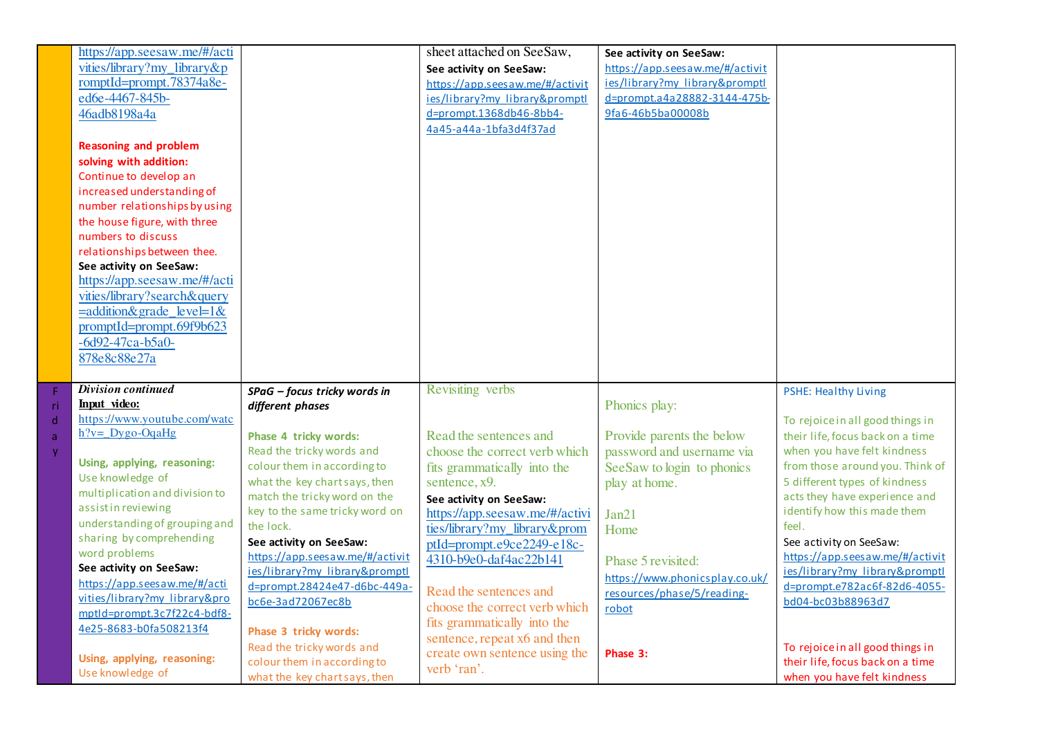| | | | | | |
|---|---|---|---|---|---|
| | https://app.seesaw.me/#/activities/library?my_library&promptId=prompt.78374a8e-ed6e-4467-845b-46adb8198a4a<br><br>**Reasoning and problem solving with addition:**<br>Continue to develop an increased understanding of number relationships by using the house figure, with three numbers to discuss relationships between thee.<br>**See activity on SeeSaw:**<br>https://app.seesaw.me/#/activities/library?search&query=addition&grade_level=1&promptId=prompt.69f9b623-6d92-47ca-b5a0-878e8c88e27a | | sheet attached on SeeSaw,<br>**See activity on SeeSaw:**<br>https://app.seesaw.me/#/activities/library?my_library&promptId=prompt.1368db46-8bb4-4a45-a44a-1bfa3d4f37ad | **See activity on SeeSaw:**<br>https://app.seesaw.me/#/activities/library?my_library&promptId=prompt.a4a28882-3144-475b-9fa6-46b5ba00008b | |
| Friday | ***Division continued***<br>**Input video:**<br>https://www.youtube.com/watch?v=_Dygo-OqaHg<br><br>**Using, applying, reasoning:**<br>Use knowledge of multiplication and division to assist in reviewing understanding of grouping and sharing by comprehending word problems<br>**See activity on SeeSaw:**<br>https://app.seesaw.me/#/activities/library?my_library&promptId=prompt.3c7f22c4-bdf8-4e25-8683-b0fa508213f4<br><br>**Using, applying, reasoning:**<br>Use knowledge of | ***SPaG – focus tricky words in different phases***<br><br>**Phase 4 tricky words:**<br>Read the tricky words and colour them in according to what the key chart says, then match the tricky word on the key to the same tricky word on the lock.<br>**See activity on SeeSaw:**<br>https://app.seesaw.me/#/activities/library?my_library&promptId=prompt.28424e47-d6bc-449a-bc6e-3ad72067ec8b<br><br>**Phase 3 tricky words:**<br>Read the tricky words and colour them in according to what the key chart says, then | Revisiting verbs<br><br>Read the sentences and choose the correct verb which fits grammatically into the sentence, x9.<br>**See activity on SeeSaw:**<br>https://app.seesaw.me/#/activities/library?my_library&promptId=prompt.e9ce2249-e18c-4310-b9e0-daf4ac22b141<br><br>Read the sentences and choose the correct verb which fits grammatically into the sentence, repeat x6 and then create own sentence using the verb 'ran'. | Phonics play:<br><br>Provide parents the below password and username via SeeSaw to login to phonics play at home.<br><br>Jan21<br>Home<br><br>Phase 5 revisited:<br>https://www.phonicsplay.co.uk/resources/phase/5/reading-robot<br><br>**Phase 3:** | PSHE: Healthy Living<br><br>To rejoice in all good things in their life, focus back on a time when you have felt kindness from those around you. Think of 5 different types of kindness acts they have experience and identify how this made them feel.<br>See activity on SeeSaw:<br>https://app.seesaw.me/#/activities/library?my_library&promptId=prompt.e782ac6f-82d6-4055-bd04-bc03b88963d7<br><br>To rejoice in all good things in their life, focus back on a time when you have felt kindness |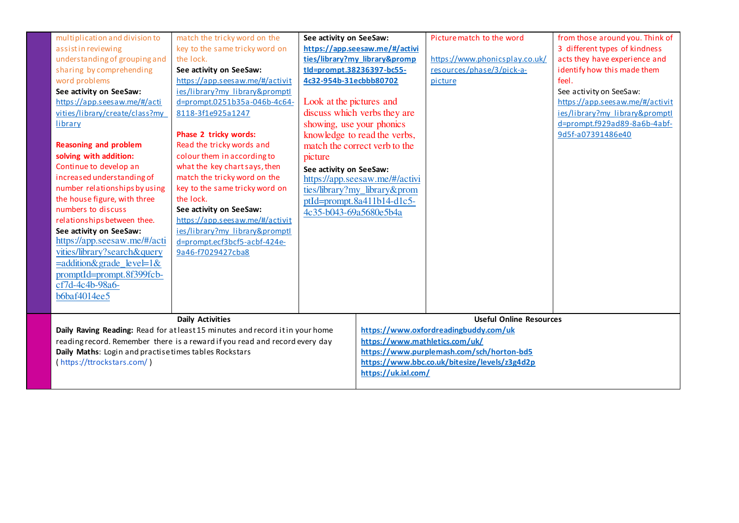| | | | | | |
|---|---|---|---|---|---|
| | multiplication and division to assist in reviewing understanding of grouping and sharing by comprehending word problems<br>**See activity on SeeSaw:**<br>https://app.seesaw.me/#/activities/library/create/class?my_library<br><br>**Reasoning and problem solving with addition:**<br>Continue to develop an increased understanding of number relationships by using the house figure, with three numbers to discuss relationships between thee.<br>**See activity on SeeSaw:**<br>https://app.seesaw.me/#/activities/library?search&query=addition&grade_level=1&promptId=prompt.8f399fcb-cf7d-4c4b-98a6-b6baf4014ee5 | match the tricky word on the key to the same tricky word on the lock.<br>**See activity on SeeSaw:**<br>https://app.seesaw.me/#/activities/library?my_library&promptId=prompt.0251b35a-046b-4c64-8118-3f1e925a1247<br><br>**Phase 2 tricky words:**<br>Read the tricky words and colour them in according to what the key chart says, then match the tricky word on the key to the same tricky word on the lock.<br>**See activity on SeeSaw:**<br>https://app.seesaw.me/#/activities/library?my_library&promptId=prompt.ecf3bcf5-acbf-424e-9a46-f7029427cba8 | **See activity on SeeSaw:**<br>**https://app.seesaw.me/#/activities/library?my_library&promptId=prompt.38236397-bc55-4c32-954b-31ecbbb80702**<br><br>Look at the pictures and discuss which verbs they are showing, use your phonics knowledge to read the verbs, match the correct verb to the picture<br>**See activity on SeeSaw:**<br>https://app.seesaw.me/#/activities/library?my_library&promptId=prompt.8a411b14-d1c5-4c35-b043-69a5680e5b4a | Picture match to the word<br><br>https://www.phonicsplay.co.uk/resources/phase/3/pick-a-picture | from those around you. Think of 3 different types of kindness acts they have experience and identify how this made them feel.<br>See activity on SeeSaw:<br>https://app.seesaw.me/#/activities/library?my_library&promptId=prompt.f929ad89-8a6b-4abf-9d5f-a07391486e40 |

| | | |
|---|---|---|
| | **Daily Activities**<br>**Daily Raving Reading:** Read for at least 15 minutes and record it in your home reading record. Remember there is a reward if you read and record every day<br>**Daily Maths**: Login and practise times tables Rockstars<br>( https://ttrockstars.com/ ) | **Useful Online Resources**<br>**https://www.oxfordreadingbuddy.com/uk**<br>**https://www.mathletics.com/uk/**<br>**https://www.purplemash.com/sch/horton-bd5**<br>**https://www.bbc.co.uk/bitesize/levels/z3g4d2p**<br>**https://uk.ixl.com/** |